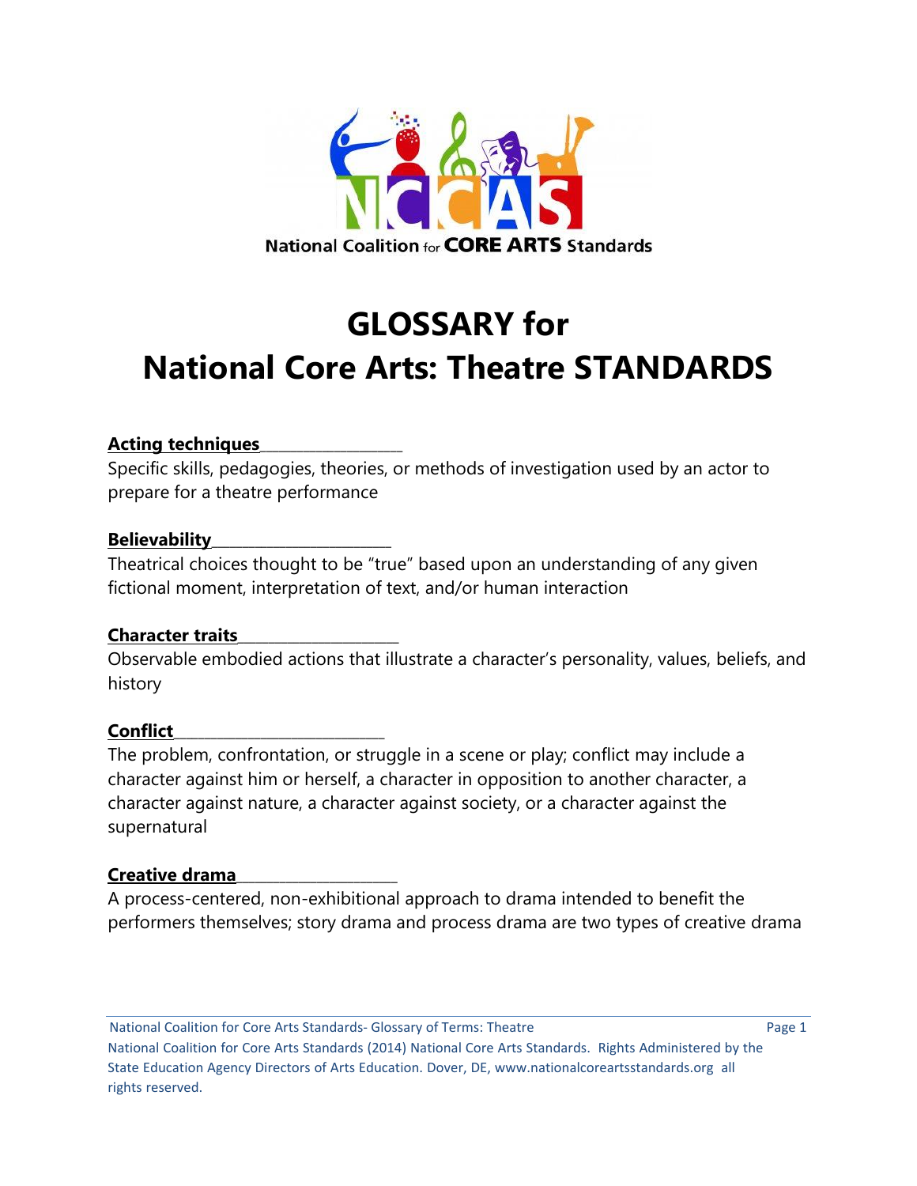National Coalition for CORE ARTS Standards

# GLOSSARY for National Core Arts: Theatre STANDARDS

**Acting techniques**

Specific skills, pedagogies, theories, or methods of investigation used by an actor to prepare for a theatre performance

**Believability**

Theatrical choices thought to be "true" based upon an understanding of any given fictional moment, interpretation of text, and/or human interaction

**Character traits**

Observable embodied actions that illustrate a character's personality, values, beliefs, and history

**Conflict**

The problem, confrontation, or struggle in a scene or play; conflict may include a character against him or herself, a character in opposition to another character, a character against nature, a character against society, or a character against the supernatural

**Creative drama**

A process-centered, non-exhibitional approach to drama intended to benefit the performers themselves; story drama and process drama are two types of creative drama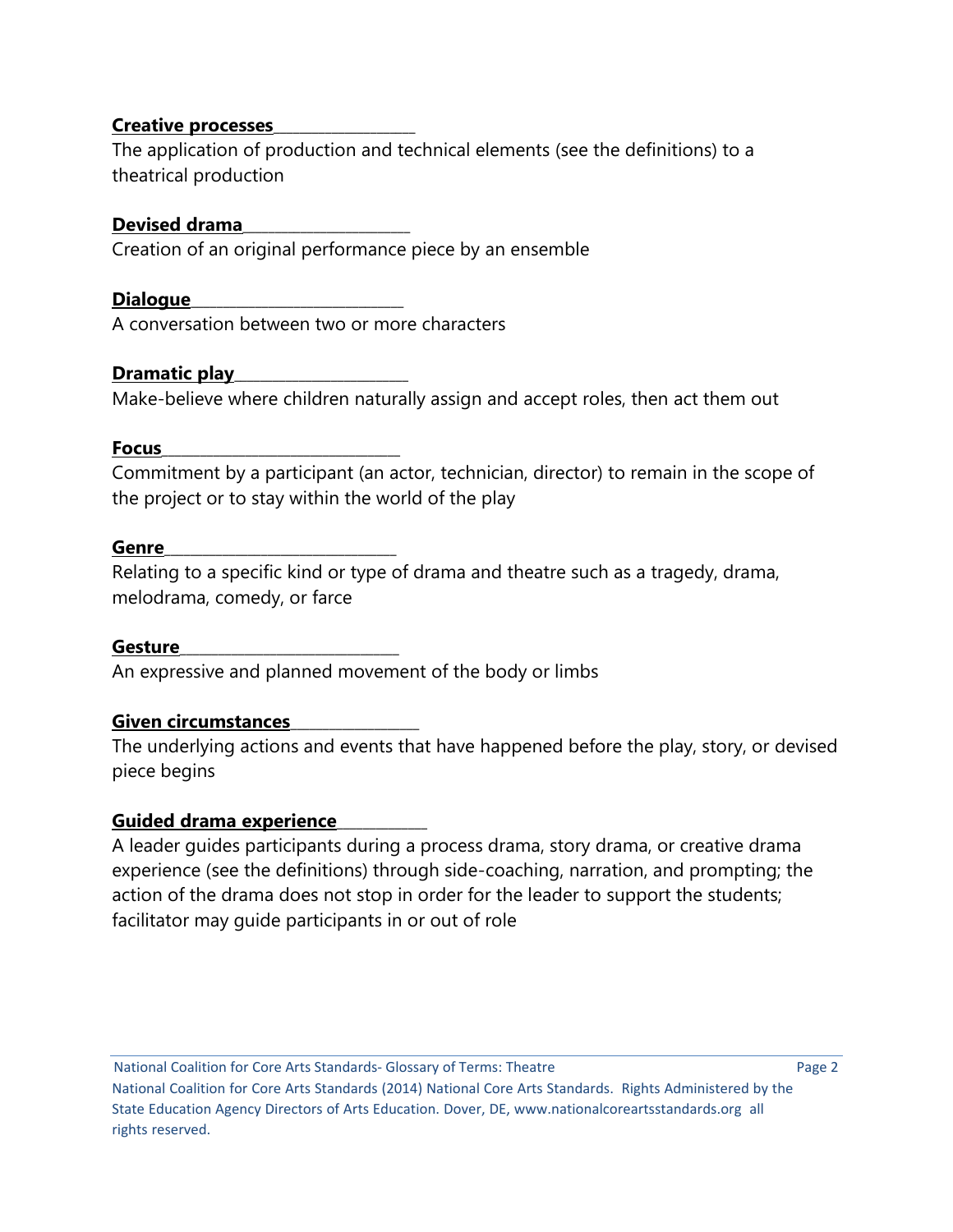**Creative processes**

The application of production and technical elements (see the definitions) to a theatrical production

**Devised drama**

Creation of an original performance piece by an ensemble

**Dialogue**

A conversation between two or more characters

**Dramatic play**

Make-believe where children naturally assign and accept roles, then act them out

**Focus**

Commitment by a participant (an actor, technician, director) to remain in the scope of the project or to stay within the world of the play

**Genre**

Relating to a specific kind or type of drama and theatre such as a tragedy, drama, melodrama, comedy, or farce

**Gesture**

An expressive and planned movement of the body or limbs

**Given circumstances**

The underlying actions and events that have happened before the play, story, or devised piece begins

**Guided drama experience**

A leader guides participants during a process drama, story drama, or creative drama experience (see the definitions) through side-coaching, narration, and prompting; the action of the drama does not stop in order for the leader to support the students; facilitator may guide participants in or out of role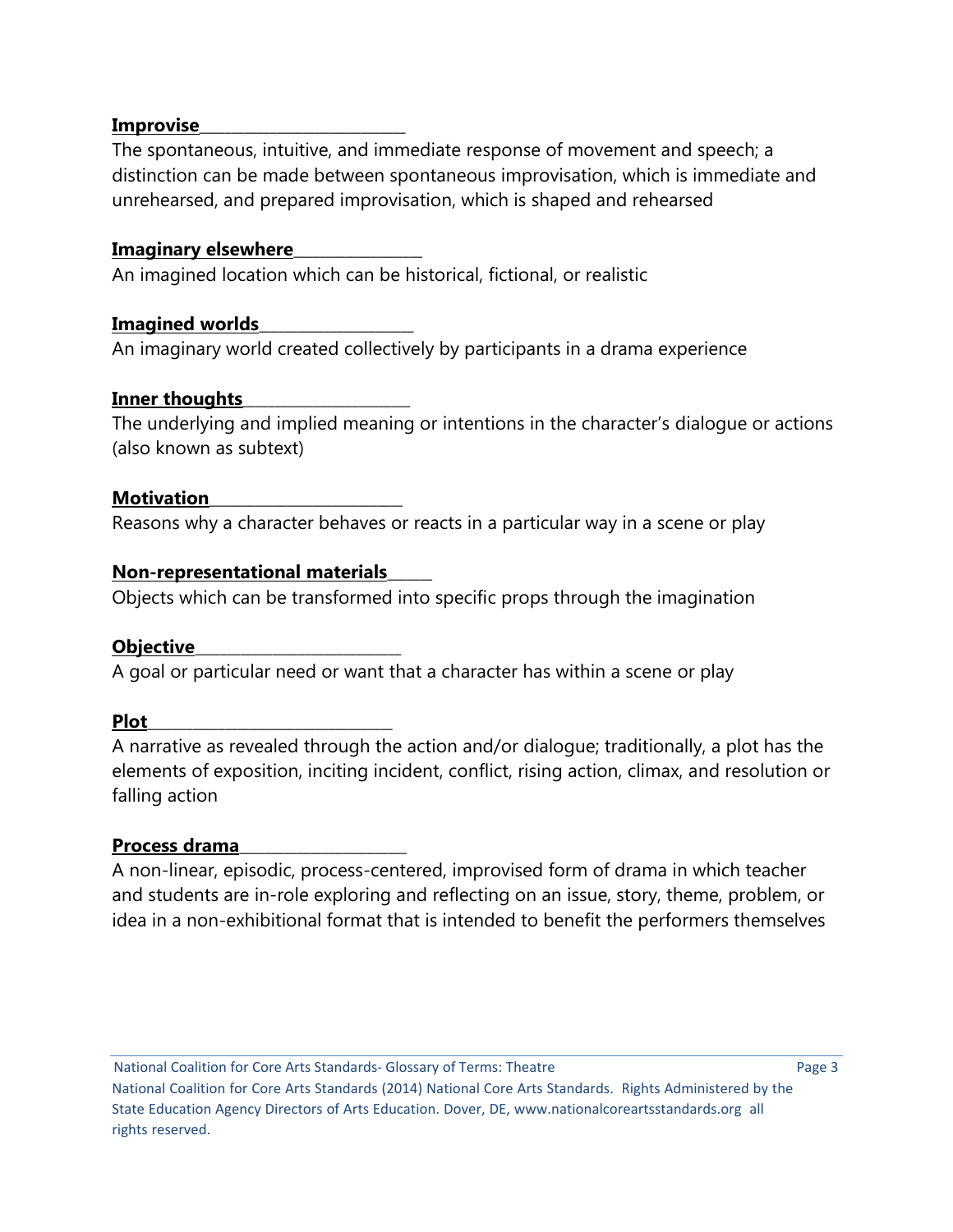**Improvise**

The spontaneous, intuitive, and immediate response of movement and speech; a distinction can be made between spontaneous improvisation, which is immediate and unrehearsed, and prepared improvisation, which is shaped and rehearsed

**Imaginary elsewhere**

An imagined location which can be historical, fictional, or realistic

**Imagined worlds**

An imaginary world created collectively by participants in a drama experience

**Inner thoughts**

The underlying and implied meaning or intentions in the character's dialogue or actions (also known as subtext)

**Motivation**

Reasons why a character behaves or reacts in a particular way in a scene or play

**Non-representational materials**

Objects which can be transformed into specific props through the imagination

**Objective**

A goal or particular need or want that a character has within a scene or play

**Plot**

A narrative as revealed through the action and/or dialogue; traditionally, a plot has the elements of exposition, inciting incident, conflict, rising action, climax, and resolution or falling action

**Process drama**

A non-linear, episodic, process-centered, improvised form of drama in which teacher and students are in-role exploring and reflecting on an issue, story, theme, problem, or idea in a non-exhibitional format that is intended to benefit the performers themselves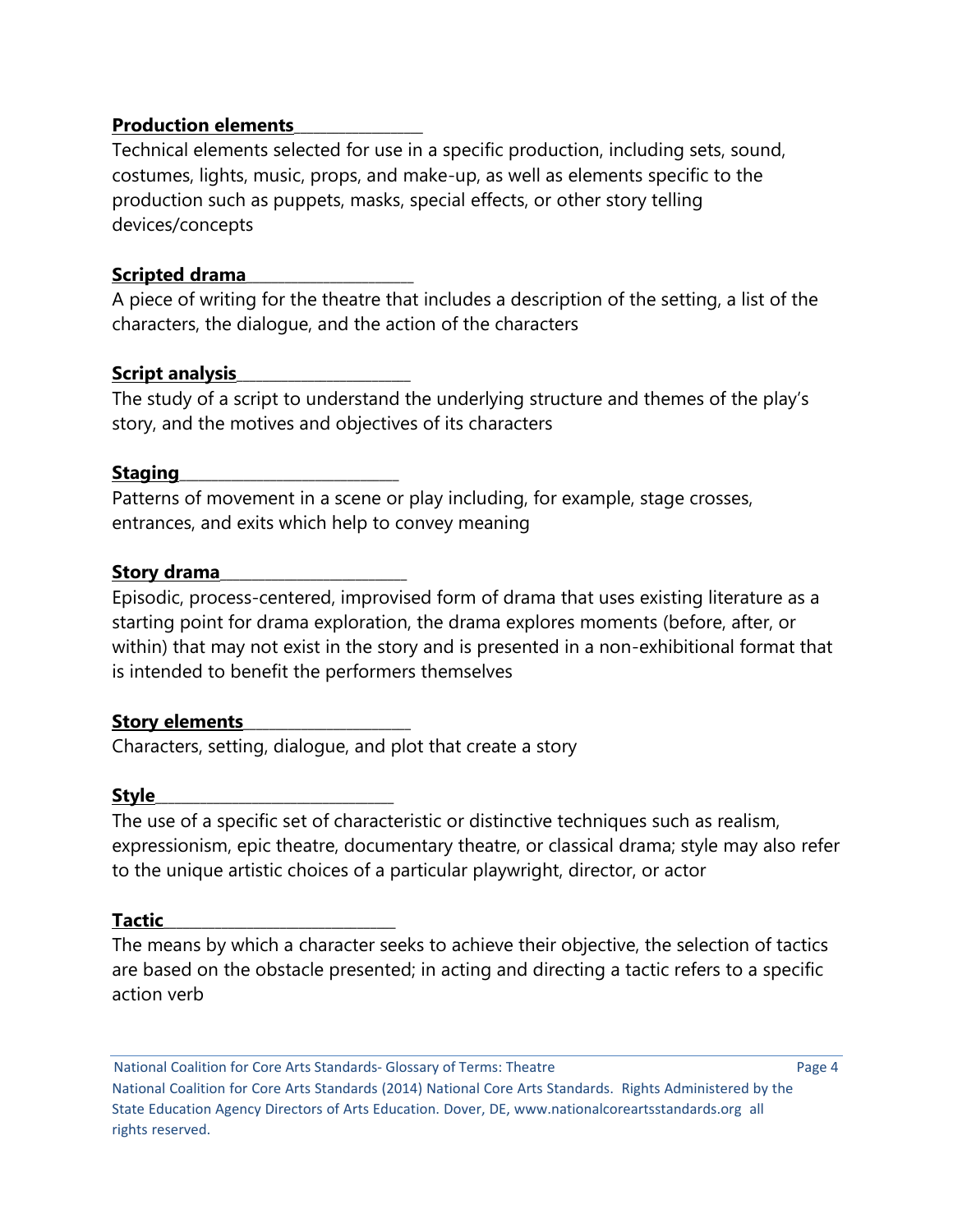**Production elements**

Technical elements selected for use in a specific production, including sets, sound, costumes, lights, music, props, and make-up, as well as elements specific to the production such as puppets, masks, special effects, or other story telling devices/concepts

**Scripted drama**

A piece of writing for the theatre that includes a description of the setting, a list of the characters, the dialogue, and the action of the characters

**Script analysis**

The study of a script to understand the underlying structure and themes of the play's story, and the motives and objectives of its characters

**Staging**

Patterns of movement in a scene or play including, for example, stage crosses, entrances, and exits which help to convey meaning

**Story drama**

Episodic, process-centered, improvised form of drama that uses existing literature as a starting point for drama exploration, the drama explores moments (before, after, or within) that may not exist in the story and is presented in a non-exhibitional format that is intended to benefit the performers themselves

**Story elements**

Characters, setting, dialogue, and plot that create a story

**Style**

The use of a specific set of characteristic or distinctive techniques such as realism, expressionism, epic theatre, documentary theatre, or classical drama; style may also refer to the unique artistic choices of a particular playwright, director, or actor

**Tactic**

The means by which a character seeks to achieve their objective, the selection of tactics are based on the obstacle presented; in acting and directing a tactic refers to a specific action verb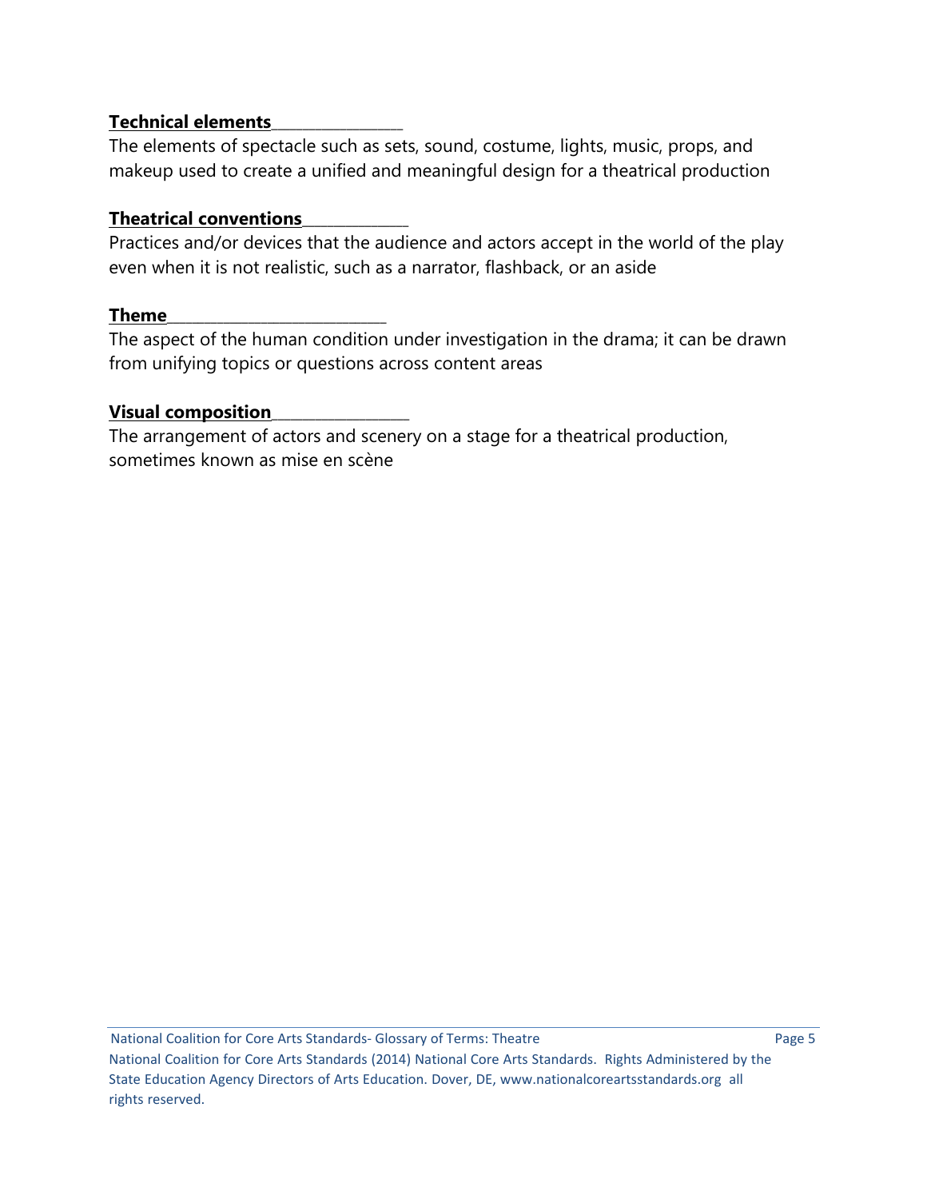**Technical elements**

The elements of spectacle such as sets, sound, costume, lights, music, props, and makeup used to create a unified and meaningful design for a theatrical production

**Theatrical conventions**

Practices and/or devices that the audience and actors accept in the world of the play even when it is not realistic, such as a narrator, flashback, or an aside

**Theme**

The aspect of the human condition under investigation in the drama; it can be drawn from unifying topics or questions across content areas

**Visual composition**

The arrangement of actors and scenery on a stage for a theatrical production, sometimes known as mise en scène